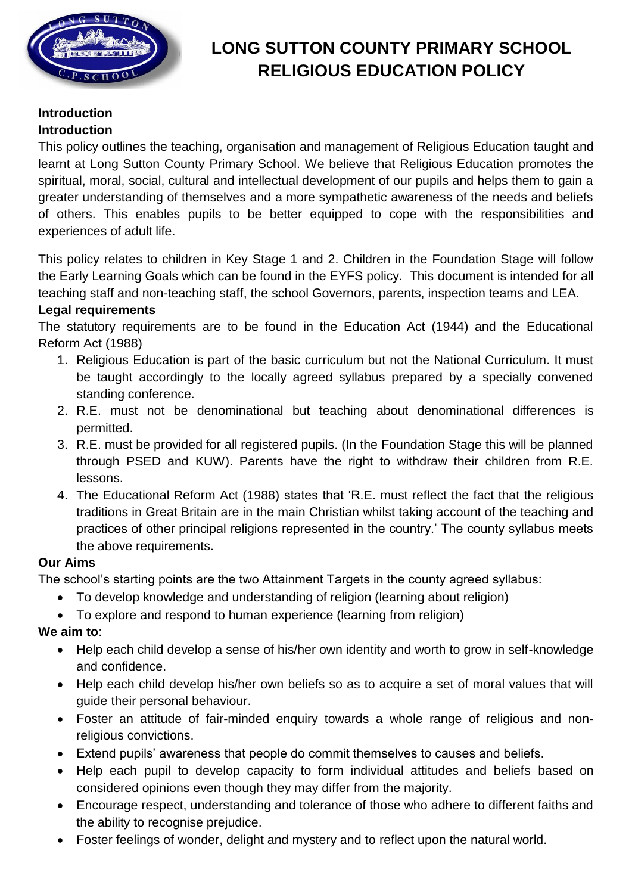# LONG SUTTON COUNTY PRIMARY SCHOOL
# RELIGIOUS EDUCATION POLICY

**Introduction**

**Introduction**

This policy outlines the teaching, organisation and management of Religious Education taught and learnt at Long Sutton County Primary School. We believe that Religious Education promotes the spiritual, moral, social, cultural and intellectual development of our pupils and helps them to gain a greater understanding of themselves and a more sympathetic awareness of the needs and beliefs of others. This enables pupils to be better equipped to cope with the responsibilities and experiences of adult life.

This policy relates to children in Key Stage 1 and 2. Children in the Foundation Stage will follow the Early Learning Goals which can be found in the EYFS policy. This document is intended for all teaching staff and non-teaching staff, the school Governors, parents, inspection teams and LEA.

**Legal requirements**

The statutory requirements are to be found in the Education Act (1944) and the Educational Reform Act (1988)

1. Religious Education is part of the basic curriculum but not the National Curriculum. It must be taught accordingly to the locally agreed syllabus prepared by a specially convened standing conference.
2. R.E. must not be denominational but teaching about denominational differences is permitted.
3. R.E. must be provided for all registered pupils. (In the Foundation Stage this will be planned through PSED and KUW). Parents have the right to withdraw their children from R.E. lessons.
4. The Educational Reform Act (1988) states that 'R.E. must reflect the fact that the religious traditions in Great Britain are in the main Christian whilst taking account of the teaching and practices of other principal religions represented in the country.' The county syllabus meets the above requirements.

**Our Aims**

The school's starting points are the two Attainment Targets in the county agreed syllabus:

- To develop knowledge and understanding of religion (learning about religion)
- To explore and respond to human experience (learning from religion)

**We aim to**:

- Help each child develop a sense of his/her own identity and worth to grow in self-knowledge and confidence.
- Help each child develop his/her own beliefs so as to acquire a set of moral values that will guide their personal behaviour.
- Foster an attitude of fair-minded enquiry towards a whole range of religious and non-religious convictions.
- Extend pupils' awareness that people do commit themselves to causes and beliefs.
- Help each pupil to develop capacity to form individual attitudes and beliefs based on considered opinions even though they may differ from the majority.
- Encourage respect, understanding and tolerance of those who adhere to different faiths and the ability to recognise prejudice.
- Foster feelings of wonder, delight and mystery and to reflect upon the natural world.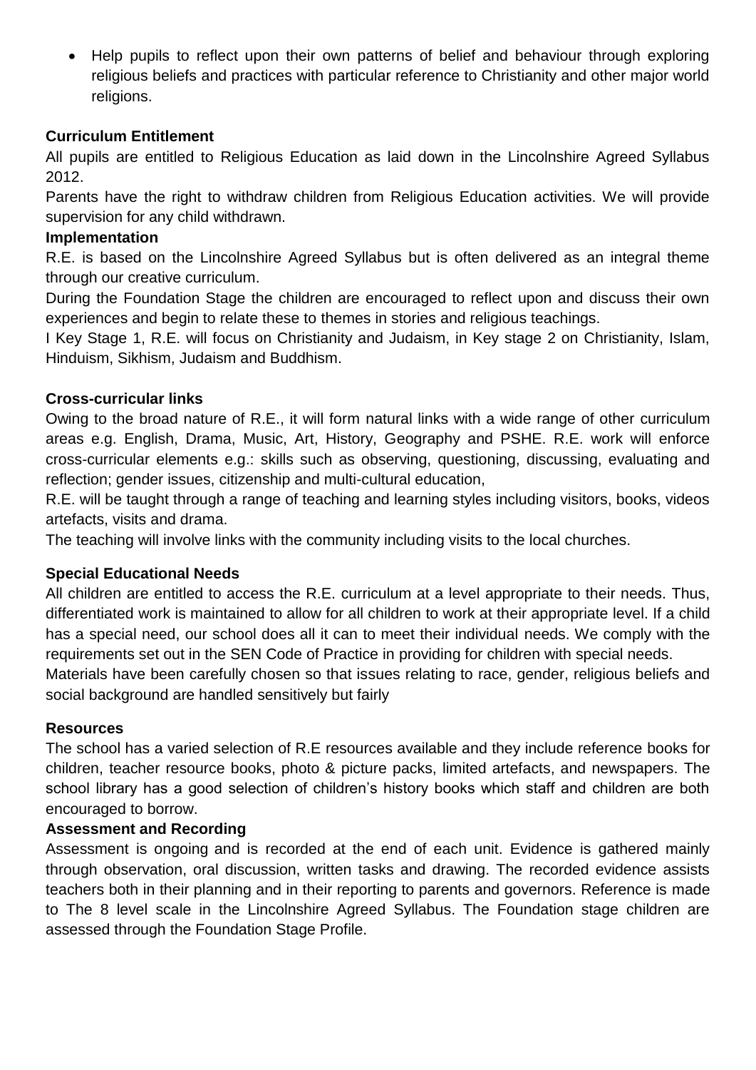- Help pupils to reflect upon their own patterns of belief and behaviour through exploring religious beliefs and practices with particular reference to Christianity and other major world religions.

**Curriculum Entitlement**

All pupils are entitled to Religious Education as laid down in the Lincolnshire Agreed Syllabus 2012.

Parents have the right to withdraw children from Religious Education activities. We will provide supervision for any child withdrawn.

**Implementation**

R.E. is based on the Lincolnshire Agreed Syllabus but is often delivered as an integral theme through our creative curriculum.

During the Foundation Stage the children are encouraged to reflect upon and discuss their own experiences and begin to relate these to themes in stories and religious teachings.

I Key Stage 1, R.E. will focus on Christianity and Judaism, in Key stage 2 on Christianity, Islam, Hinduism, Sikhism, Judaism and Buddhism.

**Cross-curricular links**

Owing to the broad nature of R.E., it will form natural links with a wide range of other curriculum areas e.g. English, Drama, Music, Art, History, Geography and PSHE. R.E. work will enforce cross-curricular elements e.g.: skills such as observing, questioning, discussing, evaluating and reflection; gender issues, citizenship and multi-cultural education,

R.E. will be taught through a range of teaching and learning styles including visitors, books, videos artefacts, visits and drama.

The teaching will involve links with the community including visits to the local churches.

**Special Educational Needs**

All children are entitled to access the R.E. curriculum at a level appropriate to their needs. Thus, differentiated work is maintained to allow for all children to work at their appropriate level. If a child has a special need, our school does all it can to meet their individual needs. We comply with the requirements set out in the SEN Code of Practice in providing for children with special needs.

Materials have been carefully chosen so that issues relating to race, gender, religious beliefs and social background are handled sensitively but fairly

**Resources**

The school has a varied selection of R.E resources available and they include reference books for children, teacher resource books, photo & picture packs, limited artefacts, and newspapers. The school library has a good selection of children's history books which staff and children are both encouraged to borrow.

**Assessment and Recording**

Assessment is ongoing and is recorded at the end of each unit. Evidence is gathered mainly through observation, oral discussion, written tasks and drawing. The recorded evidence assists teachers both in their planning and in their reporting to parents and governors. Reference is made to The 8 level scale in the Lincolnshire Agreed Syllabus. The Foundation stage children are assessed through the Foundation Stage Profile.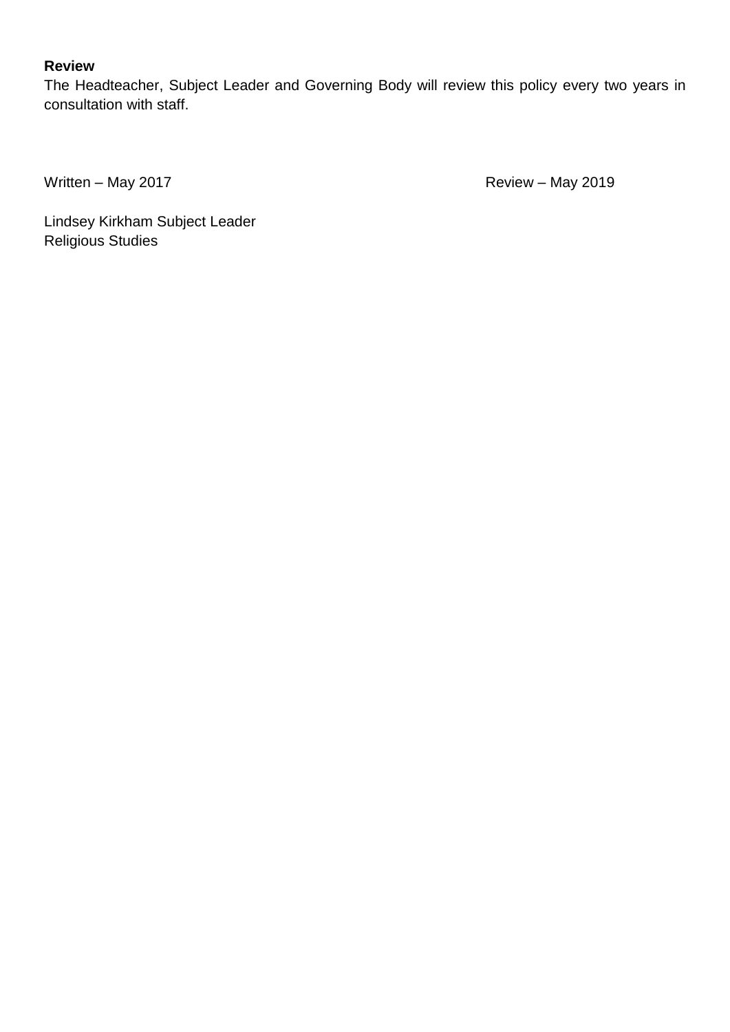**Review**

The Headteacher, Subject Leader and Governing Body will review this policy every two years in consultation with staff.

Written – May 2017 Review – May 2019

Lindsey Kirkham Subject Leader
Religious Studies